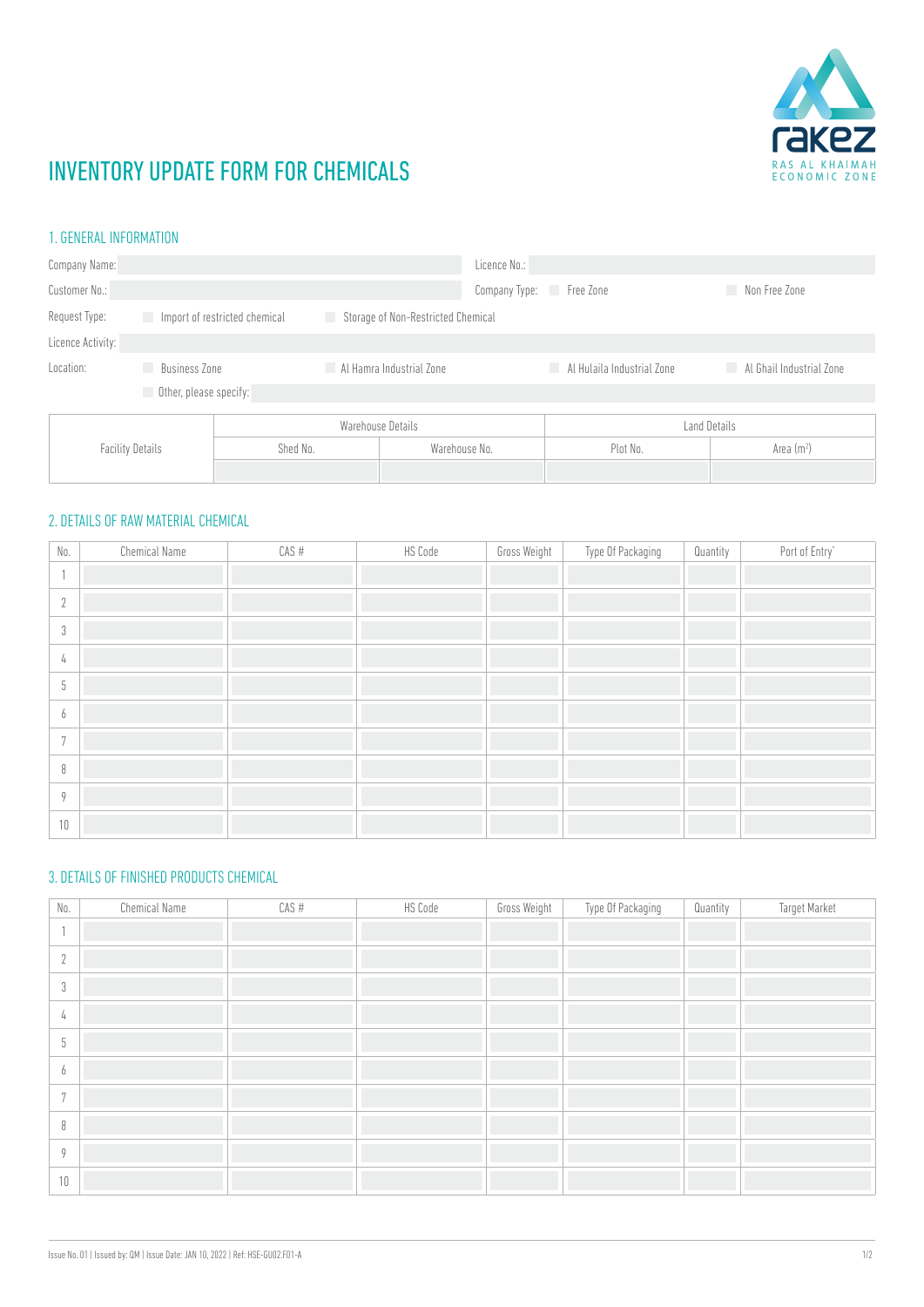# INVENTORY UPDATE FORM FOR CHEMICALS

## 1. GENERAL INFORMATION

Company Name: | Licence No.:

Customer No.: | Company Type: ☐ Free Zone ☐ Non Free Zone

Request Type: ☐ Import of restricted chemical ☐ Storage of Non-Restricted Chemical

Licence Activity:

Location: ☐ Business Zone ☐ Al Hamra Industrial Zone ☐ Al Hulaila Industrial Zone ☐ Al Ghail Industrial Zone

☐ Other, please specify:

| Facility Details | Warehouse Details | | Land Details | |
|---|---|---|---|---|
| | Shed No. | Warehouse No. | Plot No. | Area (m[2]) |
| | | | | |

## 2. DETAILS OF RAW MATERIAL CHEMICAL

| No. | Chemical Name | CAS # | HS Code | Gross Weight | Type Of Packaging | Quantity | Port of Entry* |
|---|---|---|---|---|---|---|---|
| 1 | | | | | | | |
| 2 | | | | | | | |
| 3 | | | | | | | |
| 4 | | | | | | | |
| 5 | | | | | | | |
| 6 | | | | | | | |
| 7 | | | | | | | |
| 8 | | | | | | | |
| 9 | | | | | | | |
| 10 | | | | | | | |

## 3. DETAILS OF FINISHED PRODUCTS CHEMICAL

| No. | Chemical Name | CAS # | HS Code | Gross Weight | Type Of Packaging | Quantity | Target Market |
|---|---|---|---|---|---|---|---|
| 1 | | | | | | | |
| 2 | | | | | | | |
| 3 | | | | | | | |
| 4 | | | | | | | |
| 5 | | | | | | | |
| 6 | | | | | | | |
| 7 | | | | | | | |
| 8 | | | | | | | |
| 9 | | | | | | | |
| 10 | | | | | | | |

Issue No. 01 | Issued by: QM | Issue Date: JAN 10, 2022 | Ref: HSE-GU02.F01-A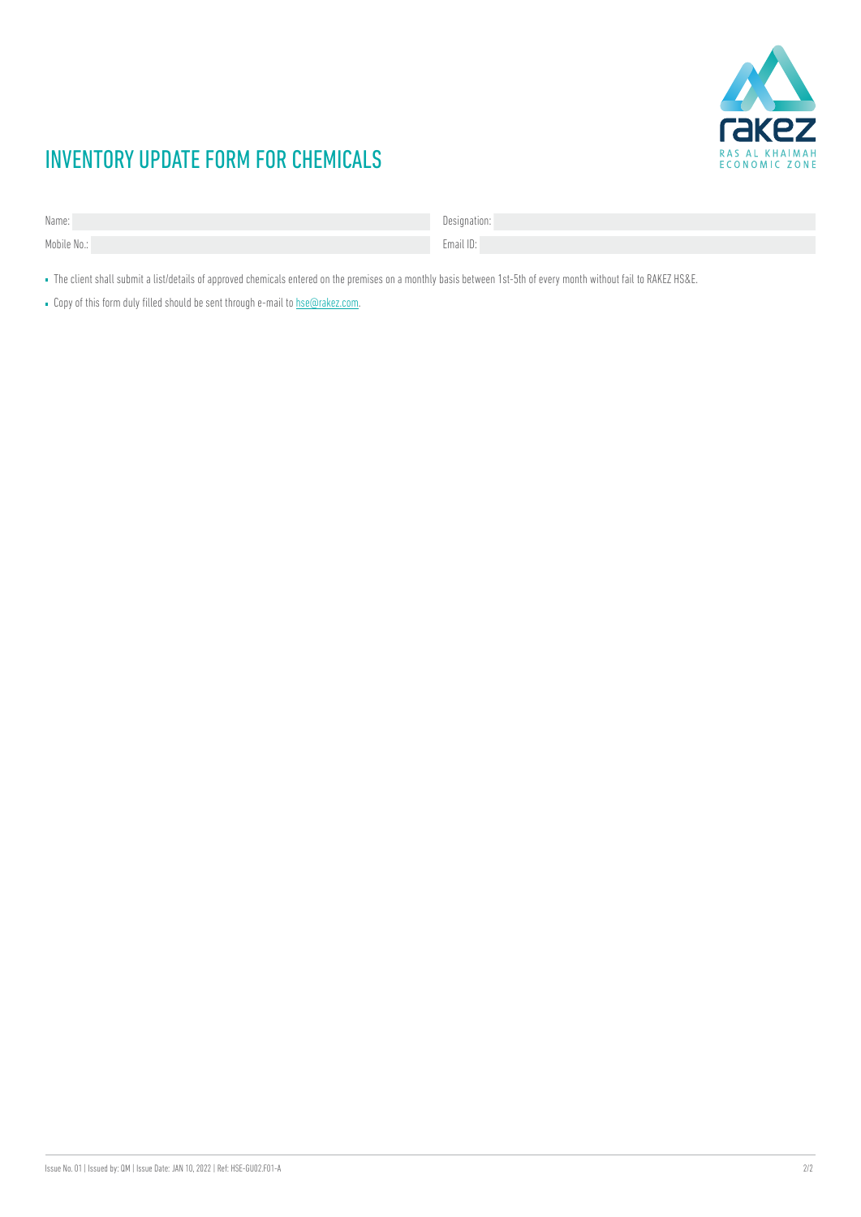# INVENTORY UPDATE FORM FOR CHEMICALS

| | |
|---|---|
| Name: | Designation: |
| Mobile No.: | Email ID: |

- The client shall submit a list/details of approved chemicals entered on the premises on a monthly basis between 1st-5th of every month without fail to RAKEZ HS&E.
- Copy of this form duly filled should be sent through e-mail to hse@rakez.com.

Issue No. 01 | Issued by: QM | Issue Date: JAN 10, 2022 | Ref: HSE-GU02.F01-A